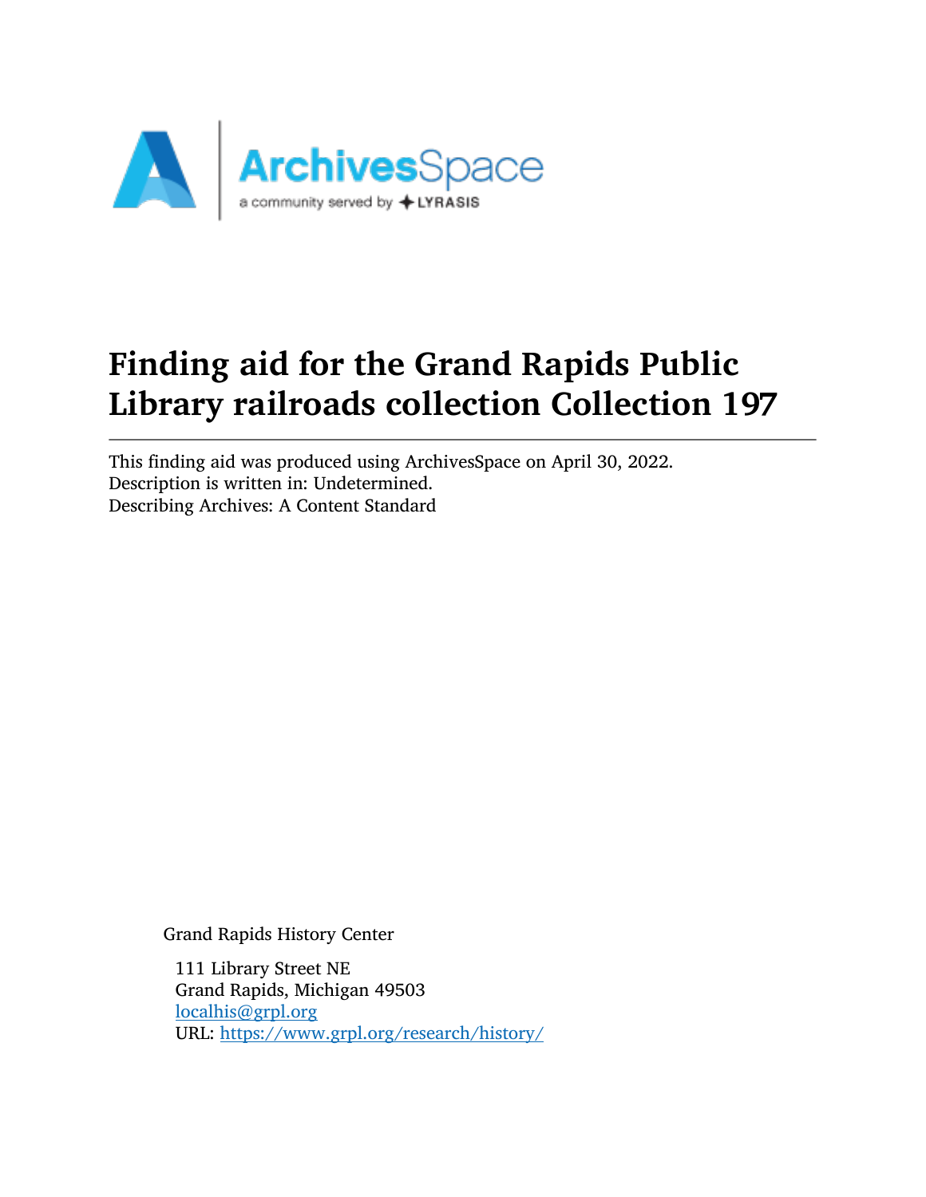# Finding aid for the Grand Rapids Public Library railroads collection Collection 197

This finding aid was produced using ArchivesSpace on April 30, 2022.
Description is written in: Undetermined.
Describing Archives: A Content Standard

Grand Rapids History Center

111 Library Street NE
Grand Rapids, Michigan 49503
localhis@grpl.org
URL: https://www.grpl.org/research/history/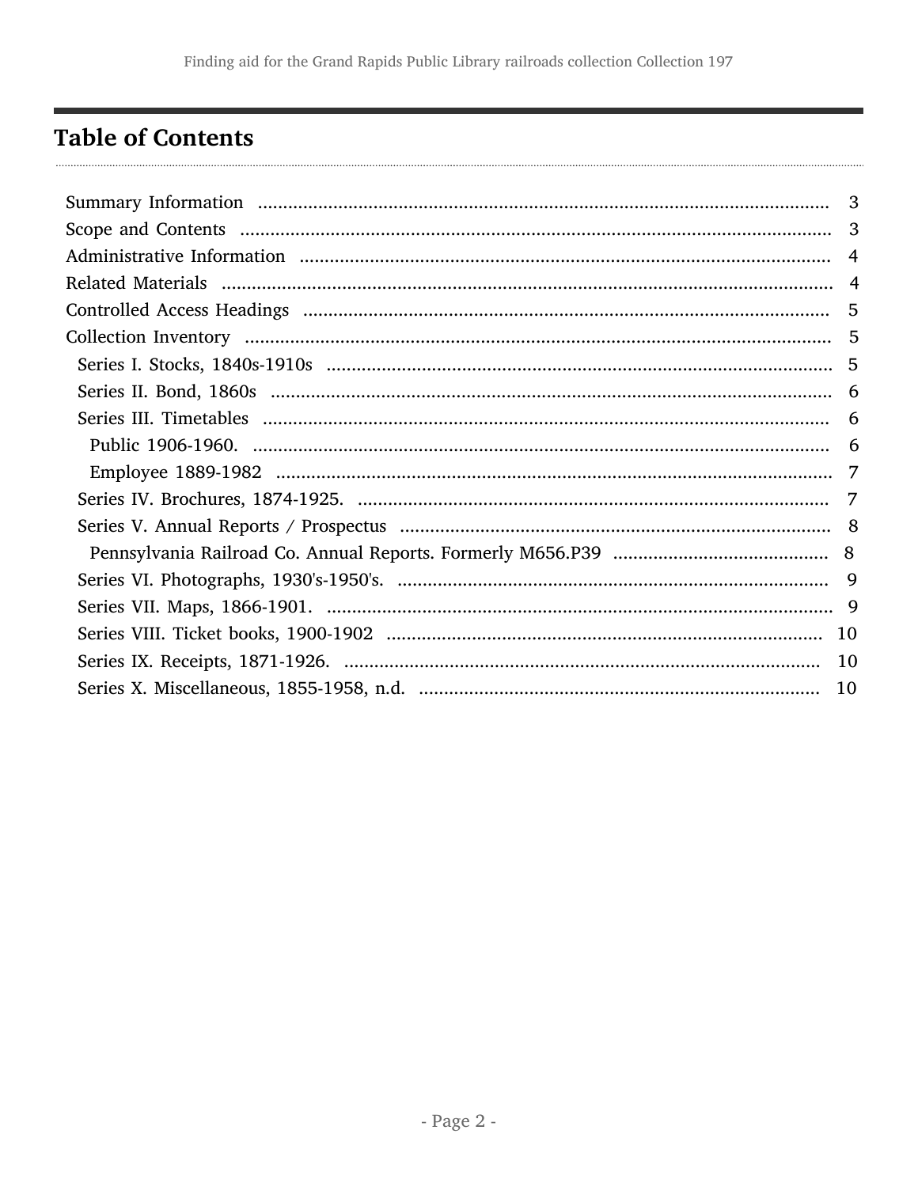## Table of Contents

- Summary Information ... 3
- Scope and Contents ... 3
- Administrative Information ... 4
- Related Materials ... 4
- Controlled Access Headings ... 5
- Collection Inventory ... 5
  - Series I. Stocks, 1840s-1910s ... 5
  - Series II. Bond, 1860s ... 6
  - Series III. Timetables ... 6
    - Public 1906-1960. ... 6
    - Employee 1889-1982 ... 7
  - Series IV. Brochures, 1874-1925. ... 7
  - Series V. Annual Reports / Prospectus ... 8
    - Pennsylvania Railroad Co. Annual Reports. Formerly M656.P39 ... 8
  - Series VI. Photographs, 1930's-1950's. ... 9
  - Series VII. Maps, 1866-1901. ... 9
  - Series VIII. Ticket books, 1900-1902 ... 10
  - Series IX. Receipts, 1871-1926. ... 10
  - Series X. Miscellaneous, 1855-1958, n.d. ... 10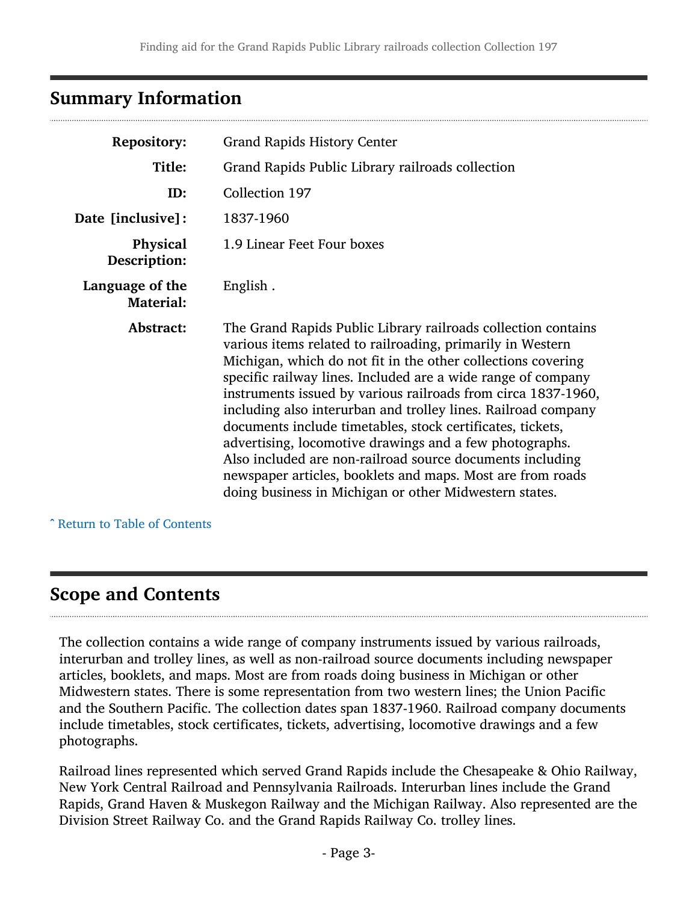## Summary Information

| | |
|---|---|
| **Repository:** | Grand Rapids History Center |
| **Title:** | Grand Rapids Public Library railroads collection |
| **ID:** | Collection 197 |
| **Date [inclusive]:** | 1837-1960 |
| **Physical Description:** | 1.9 Linear Feet Four boxes |
| **Language of the Material:** | English . |
| **Abstract:** | The Grand Rapids Public Library railroads collection contains various items related to railroading, primarily in Western Michigan, which do not fit in the other collections covering specific railway lines. Included are a wide range of company instruments issued by various railroads from circa 1837-1960, including also interurban and trolley lines. Railroad company documents include timetables, stock certificates, tickets, advertising, locomotive drawings and a few photographs. Also included are non-railroad source documents including newspaper articles, booklets and maps. Most are from roads doing business in Michigan or other Midwestern states. |

ˆ Return to Table of Contents

## Scope and Contents

The collection contains a wide range of company instruments issued by various railroads, interurban and trolley lines, as well as non-railroad source documents including newspaper articles, booklets, and maps. Most are from roads doing business in Michigan or other Midwestern states. There is some representation from two western lines; the Union Pacific and the Southern Pacific. The collection dates span 1837-1960. Railroad company documents include timetables, stock certificates, tickets, advertising, locomotive drawings and a few photographs.

Railroad lines represented which served Grand Rapids include the Chesapeake & Ohio Railway, New York Central Railroad and Pennsylvania Railroads. Interurban lines include the Grand Rapids, Grand Haven & Muskegon Railway and the Michigan Railway. Also represented are the Division Street Railway Co. and the Grand Rapids Railway Co. trolley lines.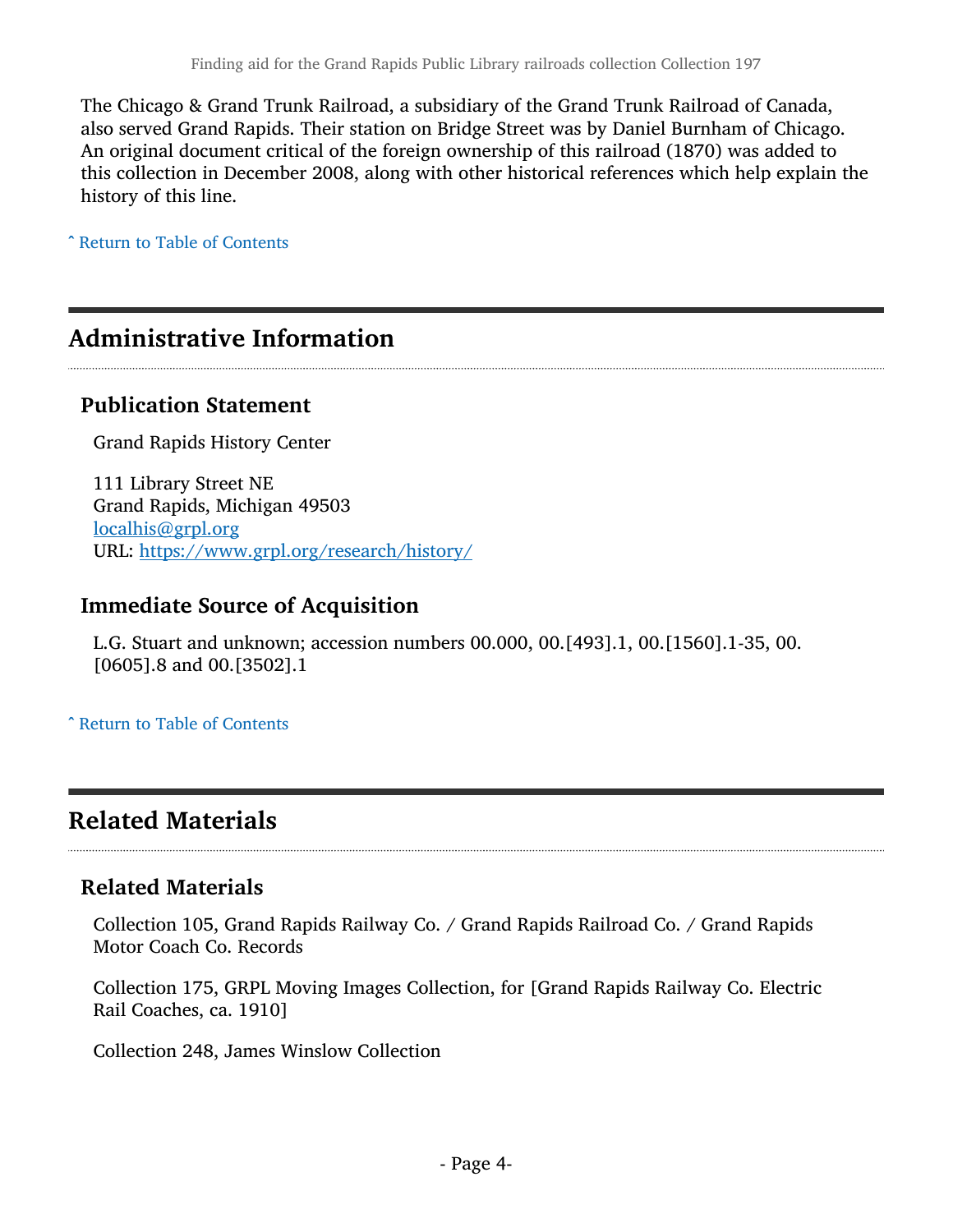The Chicago & Grand Trunk Railroad, a subsidiary of the Grand Trunk Railroad of Canada, also served Grand Rapids. Their station on Bridge Street was by Daniel Burnham of Chicago. An original document critical of the foreign ownership of this railroad (1870) was added to this collection in December 2008, along with other historical references which help explain the history of this line.

ˆ Return to Table of Contents

## Administrative Information

### Publication Statement

Grand Rapids History Center

111 Library Street NE
Grand Rapids, Michigan 49503
localhis@grpl.org
URL: https://www.grpl.org/research/history/

### Immediate Source of Acquisition

L.G. Stuart and unknown; accession numbers 00.000, 00.[493].1, 00.[1560].1-35, 00.[0605].8 and 00.[3502].1

ˆ Return to Table of Contents

## Related Materials

### Related Materials

Collection 105, Grand Rapids Railway Co. / Grand Rapids Railroad Co. / Grand Rapids Motor Coach Co. Records

Collection 175, GRPL Moving Images Collection, for [Grand Rapids Railway Co. Electric Rail Coaches, ca. 1910]

Collection 248, James Winslow Collection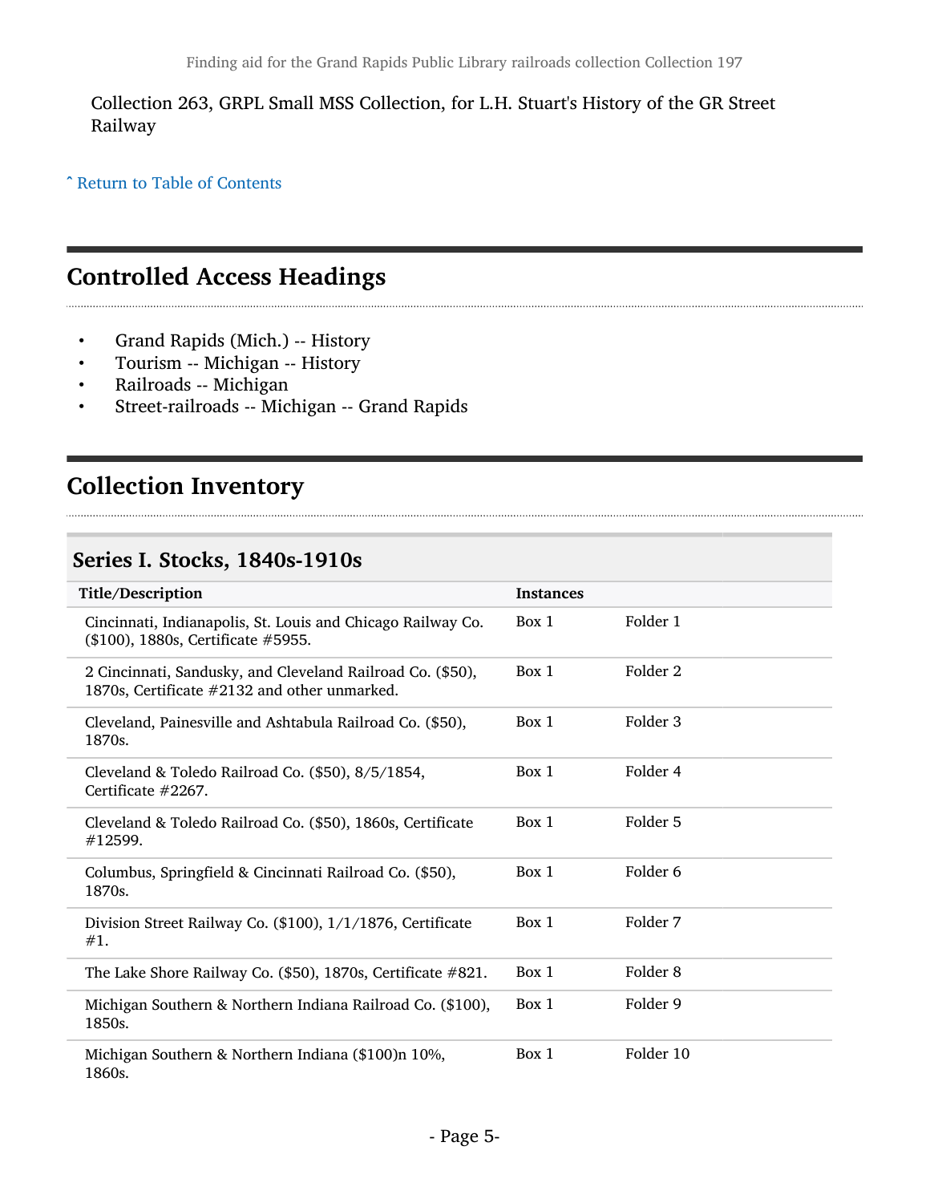Collection 263, GRPL Small MSS Collection, for L.H. Stuart's History of the GR Street Railway

ˆ Return to Table of Contents

## Controlled Access Headings

- Grand Rapids (Mich.) -- History
- Tourism -- Michigan -- History
- Railroads -- Michigan
- Street-railroads -- Michigan -- Grand Rapids

## Collection Inventory

### Series I. Stocks, 1840s-1910s

| Title/Description | Instances | |
|---|---|---|
| Cincinnati, Indianapolis, St. Louis and Chicago Railway Co. ($100), 1880s, Certificate #5955. | Box 1 | Folder 1 |
| 2 Cincinnati, Sandusky, and Cleveland Railroad Co. ($50), 1870s, Certificate #2132 and other unmarked. | Box 1 | Folder 2 |
| Cleveland, Painesville and Ashtabula Railroad Co. ($50), 1870s. | Box 1 | Folder 3 |
| Cleveland & Toledo Railroad Co. ($50), 8/5/1854, Certificate #2267. | Box 1 | Folder 4 |
| Cleveland & Toledo Railroad Co. ($50), 1860s, Certificate #12599. | Box 1 | Folder 5 |
| Columbus, Springfield & Cincinnati Railroad Co. ($50), 1870s. | Box 1 | Folder 6 |
| Division Street Railway Co. ($100), 1/1/1876, Certificate #1. | Box 1 | Folder 7 |
| The Lake Shore Railway Co. ($50), 1870s, Certificate #821. | Box 1 | Folder 8 |
| Michigan Southern & Northern Indiana Railroad Co. ($100), 1850s. | Box 1 | Folder 9 |
| Michigan Southern & Northern Indiana ($100)n 10%, 1860s. | Box 1 | Folder 10 |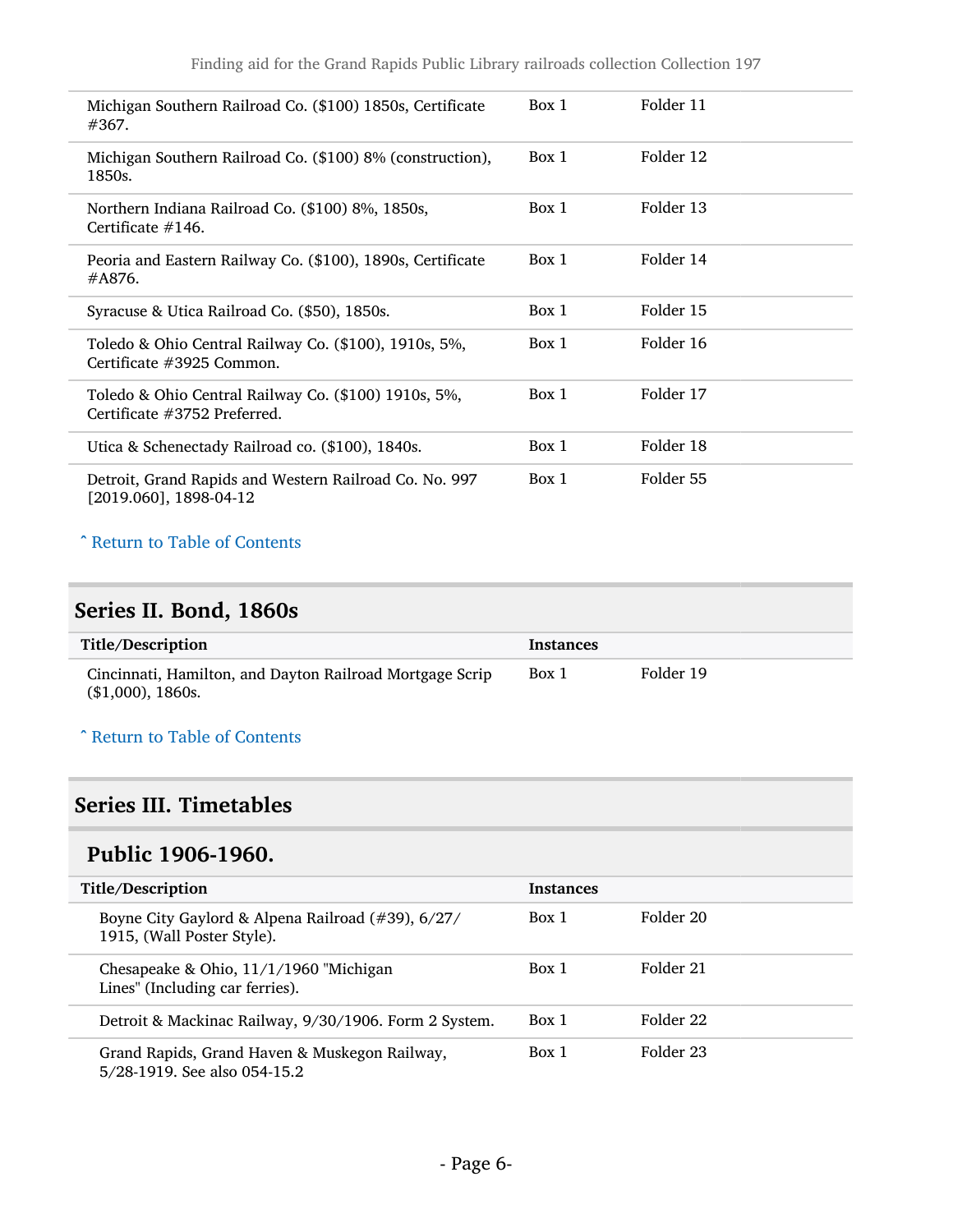| Title/Description | Instances | |
|---|---|---|
| Michigan Southern Railroad Co. ($100) 1850s, Certificate #367. | Box 1 | Folder 11 |
| Michigan Southern Railroad Co. ($100) 8% (construction), 1850s. | Box 1 | Folder 12 |
| Northern Indiana Railroad Co. ($100) 8%, 1850s, Certificate #146. | Box 1 | Folder 13 |
| Peoria and Eastern Railway Co. ($100), 1890s, Certificate #A876. | Box 1 | Folder 14 |
| Syracuse & Utica Railroad Co. ($50), 1850s. | Box 1 | Folder 15 |
| Toledo & Ohio Central Railway Co. ($100), 1910s, 5%, Certificate #3925 Common. | Box 1 | Folder 16 |
| Toledo & Ohio Central Railway Co. ($100) 1910s, 5%, Certificate #3752 Preferred. | Box 1 | Folder 17 |
| Utica & Schenectady Railroad co. ($100), 1840s. | Box 1 | Folder 18 |
| Detroit, Grand Rapids and Western Railroad Co. No. 997 [2019.060], 1898-04-12 | Box 1 | Folder 55 |

ˆ Return to Table of Contents

## Series II. Bond, 1860s

| Title/Description | Instances | |
|---|---|---|
| Cincinnati, Hamilton, and Dayton Railroad Mortgage Scrip ($1,000), 1860s. | Box 1 | Folder 19 |

ˆ Return to Table of Contents

## Series III. Timetables

### Public 1906-1960.

| Title/Description | Instances | |
|---|---|---|
| Boyne City Gaylord & Alpena Railroad (#39), 6/27/1915, (Wall Poster Style). | Box 1 | Folder 20 |
| Chesapeake & Ohio, 11/1/1960 "Michigan Lines" (Including car ferries). | Box 1 | Folder 21 |
| Detroit & Mackinac Railway, 9/30/1906. Form 2 System. | Box 1 | Folder 22 |
| Grand Rapids, Grand Haven & Muskegon Railway, 5/28-1919. See also 054-15.2 | Box 1 | Folder 23 |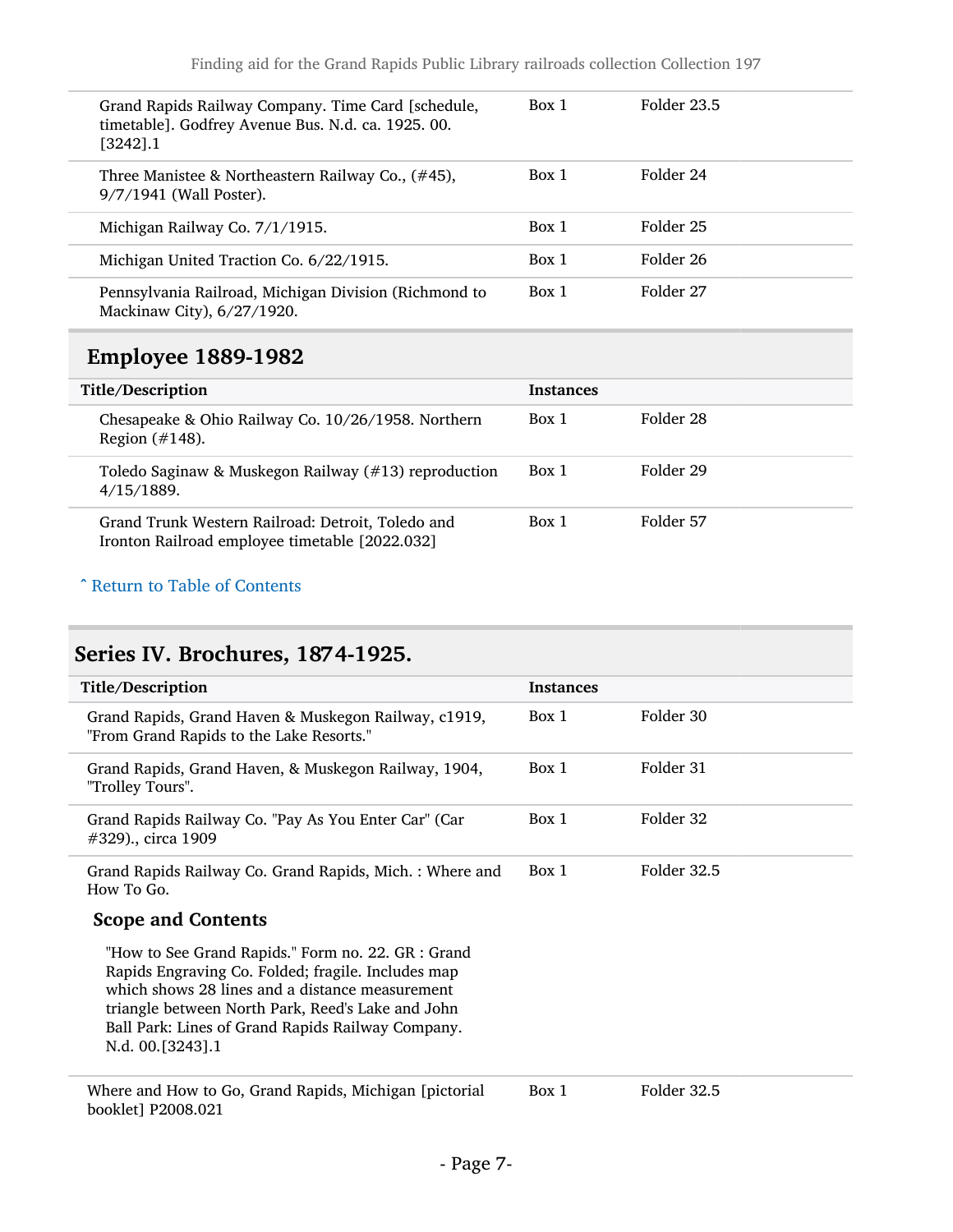| Title/Description | Instances | |
| --- | --- | --- |
| Grand Rapids Railway Company. Time Card [schedule, timetable]. Godfrey Avenue Bus. N.d. ca. 1925. 00.[3242].1 | Box 1 | Folder 23.5 |
| Three Manistee & Northeastern Railway Co., (#45), 9/7/1941 (Wall Poster). | Box 1 | Folder 24 |
| Michigan Railway Co. 7/1/1915. | Box 1 | Folder 25 |
| Michigan United Traction Co. 6/22/1915. | Box 1 | Folder 26 |
| Pennsylvania Railroad, Michigan Division (Richmond to Mackinaw City), 6/27/1920. | Box 1 | Folder 27 |

### Employee 1889-1982

| Title/Description | Instances | |
| --- | --- | --- |
| Chesapeake & Ohio Railway Co. 10/26/1958. Northern Region (#148). | Box 1 | Folder 28 |
| Toledo Saginaw & Muskegon Railway (#13) reproduction 4/15/1889. | Box 1 | Folder 29 |
| Grand Trunk Western Railroad: Detroit, Toledo and Ironton Railroad employee timetable [2022.032] | Box 1 | Folder 57 |

ˆ Return to Table of Contents

## Series IV. Brochures, 1874-1925.

| Title/Description | Instances | |
| --- | --- | --- |
| Grand Rapids, Grand Haven & Muskegon Railway, c1919, "From Grand Rapids to the Lake Resorts." | Box 1 | Folder 30 |
| Grand Rapids, Grand Haven, & Muskegon Railway, 1904, "Trolley Tours". | Box 1 | Folder 31 |
| Grand Rapids Railway Co. "Pay As You Enter Car" (Car #329)., circa 1909 | Box 1 | Folder 32 |
| Grand Rapids Railway Co. Grand Rapids, Mich. : Where and How To Go. | Box 1 | Folder 32.5 |

#### Scope and Contents

"How to See Grand Rapids." Form no. 22. GR : Grand Rapids Engraving Co. Folded; fragile. Includes map which shows 28 lines and a distance measurement triangle between North Park, Reed's Lake and John Ball Park: Lines of Grand Rapids Railway Company. N.d. 00.[3243].1

| Title/Description | Instances | |
| --- | --- | --- |
| Where and How to Go, Grand Rapids, Michigan [pictorial booklet] P2008.021 | Box 1 | Folder 32.5 |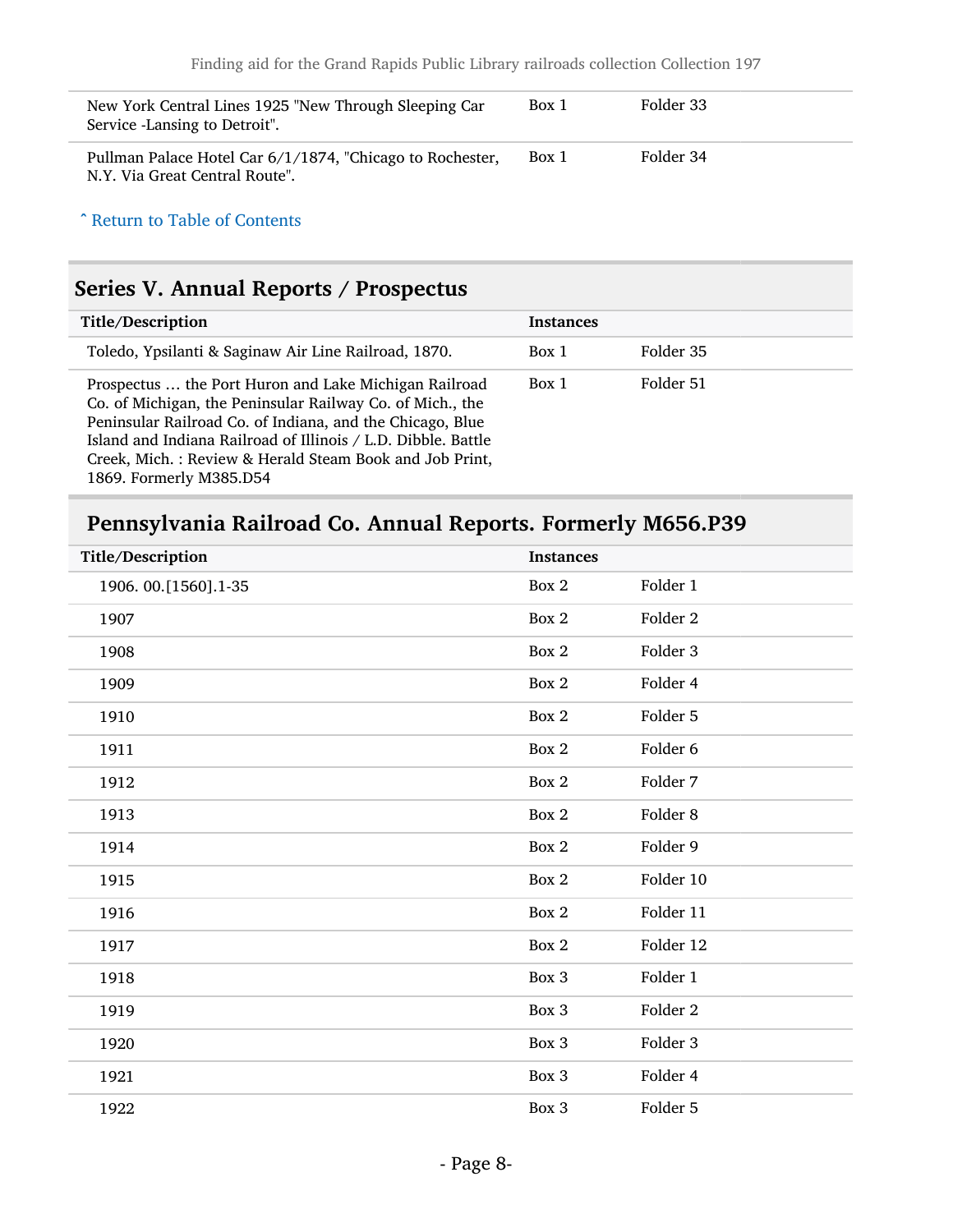| Title/Description | Instances | |
|---|---|---|
| New York Central Lines 1925 "New Through Sleeping Car Service -Lansing to Detroit". | Box 1 | Folder 33 |
| Pullman Palace Hotel Car 6/1/1874, "Chicago to Rochester, N.Y. Via Great Central Route". | Box 1 | Folder 34 |

ˆ Return to Table of Contents

## Series V. Annual Reports / Prospectus

| Title/Description | Instances | |
|---|---|---|
| Toledo, Ypsilanti & Saginaw Air Line Railroad, 1870. | Box 1 | Folder 35 |
| Prospectus ... the Port Huron and Lake Michigan Railroad Co. of Michigan, the Peninsular Railway Co. of Mich., the Peninsular Railroad Co. of Indiana, and the Chicago, Blue Island and Indiana Railroad of Illinois / L.D. Dibble. Battle Creek, Mich. : Review & Herald Steam Book and Job Print, 1869. Formerly M385.D54 | Box 1 | Folder 51 |

### Pennsylvania Railroad Co. Annual Reports. Formerly M656.P39

| Title/Description | Instances | |
|---|---|---|
| 1906. 00.[1560].1-35 | Box 2 | Folder 1 |
| 1907 | Box 2 | Folder 2 |
| 1908 | Box 2 | Folder 3 |
| 1909 | Box 2 | Folder 4 |
| 1910 | Box 2 | Folder 5 |
| 1911 | Box 2 | Folder 6 |
| 1912 | Box 2 | Folder 7 |
| 1913 | Box 2 | Folder 8 |
| 1914 | Box 2 | Folder 9 |
| 1915 | Box 2 | Folder 10 |
| 1916 | Box 2 | Folder 11 |
| 1917 | Box 2 | Folder 12 |
| 1918 | Box 3 | Folder 1 |
| 1919 | Box 3 | Folder 2 |
| 1920 | Box 3 | Folder 3 |
| 1921 | Box 3 | Folder 4 |
| 1922 | Box 3 | Folder 5 |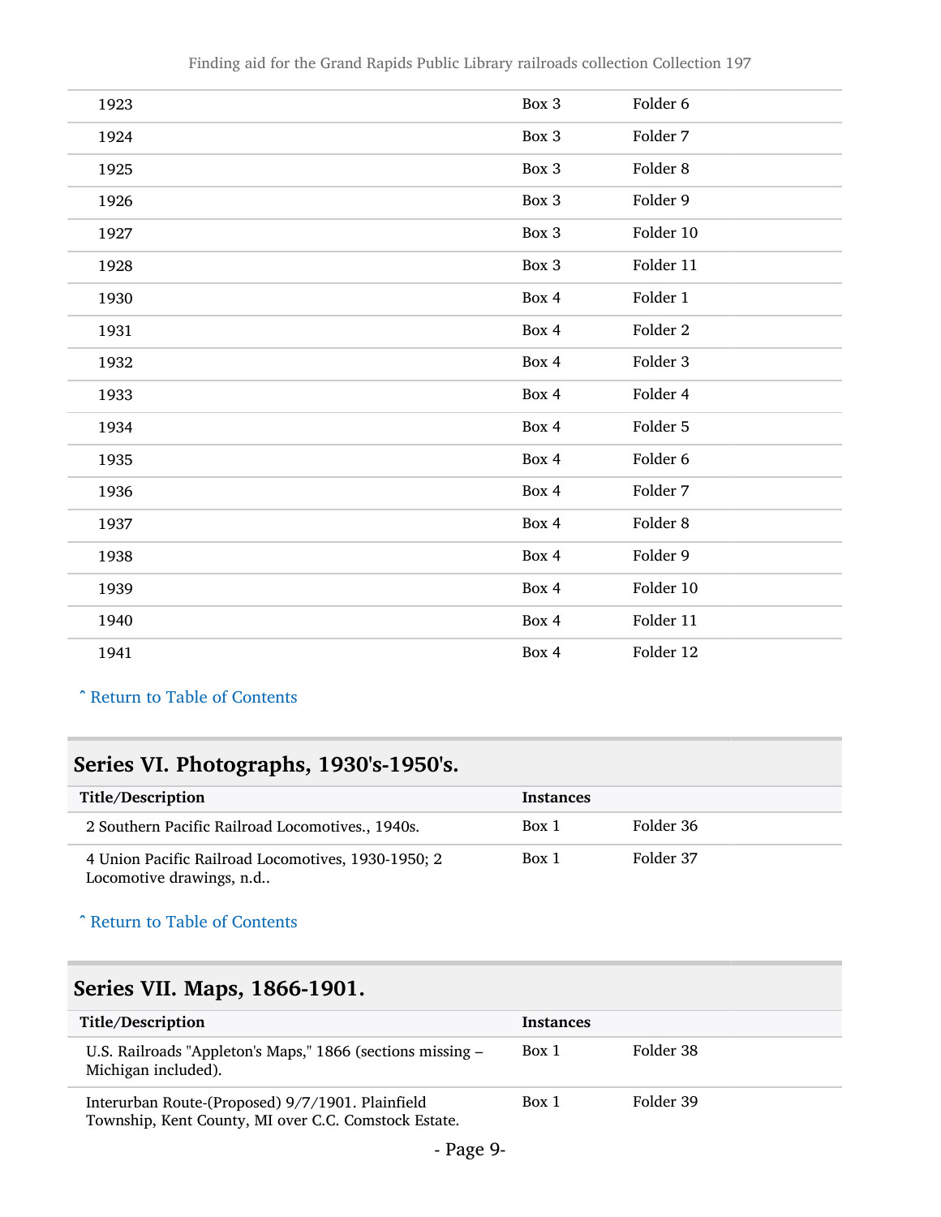| | | |
|---|---|---|
| 1923 | Box 3 | Folder 6 |
| 1924 | Box 3 | Folder 7 |
| 1925 | Box 3 | Folder 8 |
| 1926 | Box 3 | Folder 9 |
| 1927 | Box 3 | Folder 10 |
| 1928 | Box 3 | Folder 11 |
| 1930 | Box 4 | Folder 1 |
| 1931 | Box 4 | Folder 2 |
| 1932 | Box 4 | Folder 3 |
| 1933 | Box 4 | Folder 4 |
| 1934 | Box 4 | Folder 5 |
| 1935 | Box 4 | Folder 6 |
| 1936 | Box 4 | Folder 7 |
| 1937 | Box 4 | Folder 8 |
| 1938 | Box 4 | Folder 9 |
| 1939 | Box 4 | Folder 10 |
| 1940 | Box 4 | Folder 11 |
| 1941 | Box 4 | Folder 12 |

ˆ Return to Table of Contents

## Series VI. Photographs, 1930's-1950's.

| Title/Description | Instances | |
|---|---|---|
| 2 Southern Pacific Railroad Locomotives., 1940s. | Box 1 | Folder 36 |
| 4 Union Pacific Railroad Locomotives, 1930-1950; 2 Locomotive drawings, n.d.. | Box 1 | Folder 37 |

ˆ Return to Table of Contents

## Series VII. Maps, 1866-1901.

| Title/Description | Instances | |
|---|---|---|
| U.S. Railroads "Appleton's Maps," 1866 (sections missing – Michigan included). | Box 1 | Folder 38 |
| Interurban Route-(Proposed) 9/7/1901. Plainfield Township, Kent County, MI over C.C. Comstock Estate. | Box 1 | Folder 39 |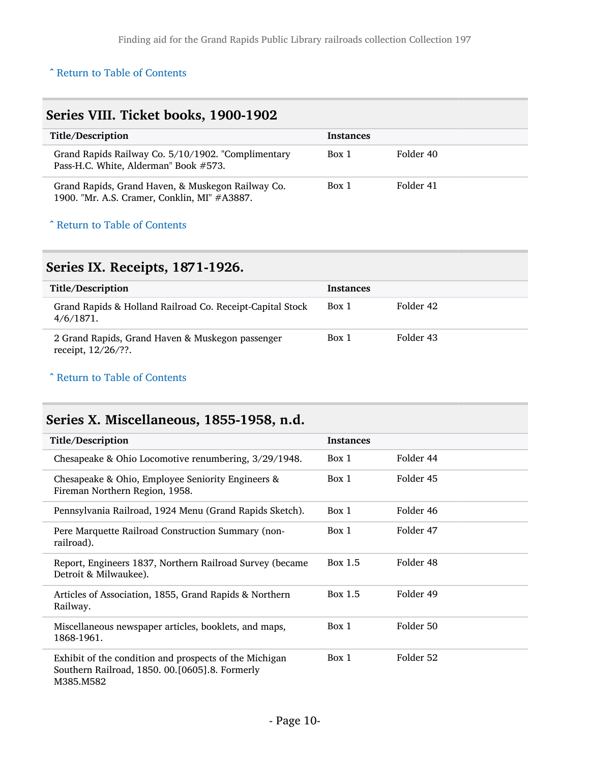ˆ Return to Table of Contents

## Series VIII. Ticket books, 1900-1902

| Title/Description | Instances | |
|---|---|---|
| Grand Rapids Railway Co. 5/10/1902. "Complimentary Pass-H.C. White, Alderman" Book #573. | Box 1 | Folder 40 |
| Grand Rapids, Grand Haven, & Muskegon Railway Co. 1900. "Mr. A.S. Cramer, Conklin, MI" #A3887. | Box 1 | Folder 41 |

ˆ Return to Table of Contents

## Series IX. Receipts, 1871-1926.

| Title/Description | Instances | |
|---|---|---|
| Grand Rapids & Holland Railroad Co. Receipt-Capital Stock 4/6/1871. | Box 1 | Folder 42 |
| 2 Grand Rapids, Grand Haven & Muskegon passenger receipt, 12/26/??. | Box 1 | Folder 43 |

ˆ Return to Table of Contents

## Series X. Miscellaneous, 1855-1958, n.d.

| Title/Description | Instances | |
|---|---|---|
| Chesapeake & Ohio Locomotive renumbering, 3/29/1948. | Box 1 | Folder 44 |
| Chesapeake & Ohio, Employee Seniority Engineers & Fireman Northern Region, 1958. | Box 1 | Folder 45 |
| Pennsylvania Railroad, 1924 Menu (Grand Rapids Sketch). | Box 1 | Folder 46 |
| Pere Marquette Railroad Construction Summary (non-railroad). | Box 1 | Folder 47 |
| Report, Engineers 1837, Northern Railroad Survey (became Detroit & Milwaukee). | Box 1.5 | Folder 48 |
| Articles of Association, 1855, Grand Rapids & Northern Railway. | Box 1.5 | Folder 49 |
| Miscellaneous newspaper articles, booklets, and maps, 1868-1961. | Box 1 | Folder 50 |
| Exhibit of the condition and prospects of the Michigan Southern Railroad, 1850. 00.[0605].8. Formerly M385.M582 | Box 1 | Folder 52 |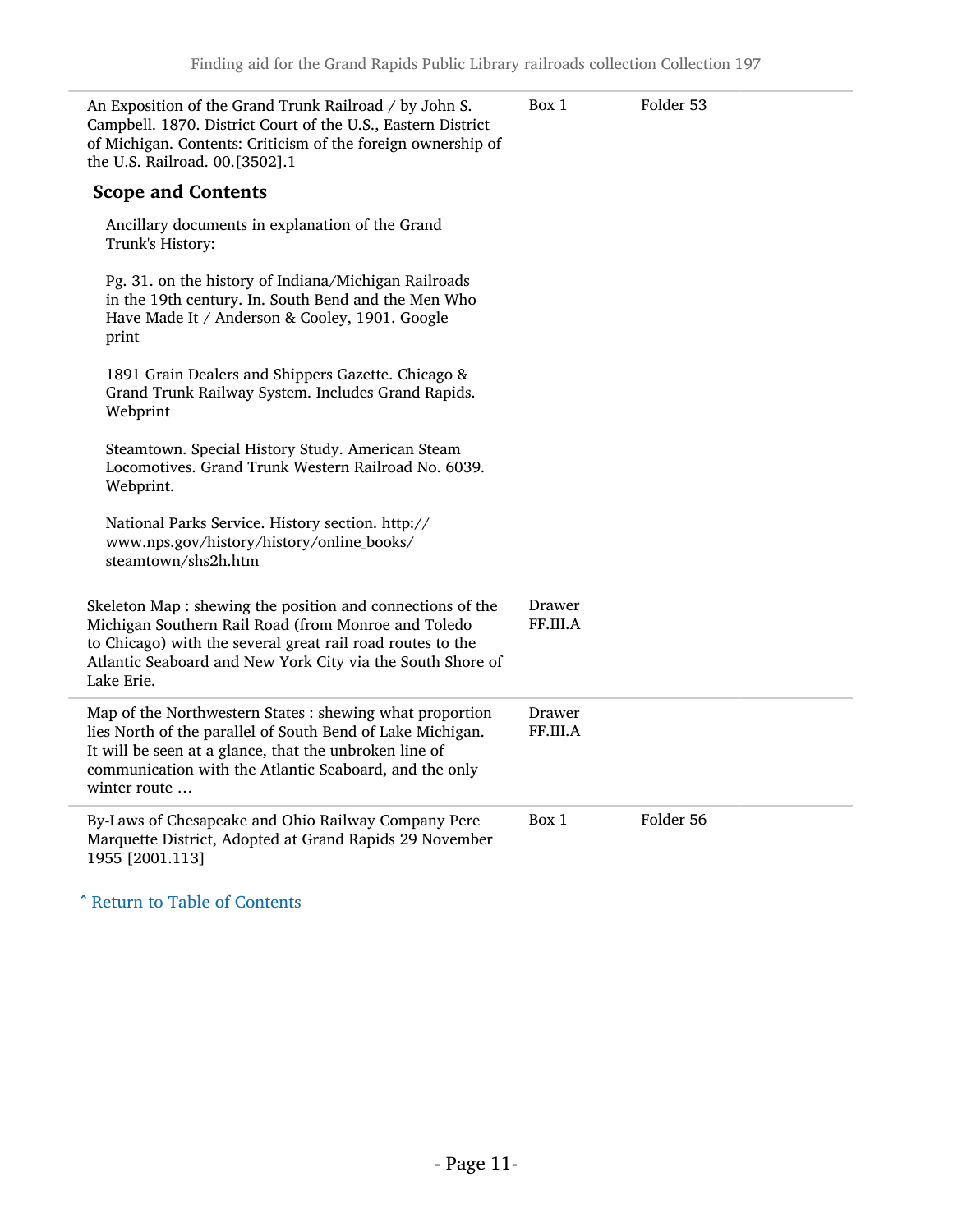| | | |
|---|---|---|
| An Exposition of the Grand Trunk Railroad / by John S. Campbell. 1870. District Court of the U.S., Eastern District of Michigan. Contents: Criticism of the foreign ownership of the U.S. Railroad. 00.[3502].1 | Box 1 | Folder 53 |

### Scope and Contents

Ancillary documents in explanation of the Grand Trunk's History:

Pg. 31. on the history of Indiana/Michigan Railroads in the 19th century. In. South Bend and the Men Who Have Made It / Anderson & Cooley, 1901. Google print

1891 Grain Dealers and Shippers Gazette. Chicago & Grand Trunk Railway System. Includes Grand Rapids. Webprint

Steamtown. Special History Study. American Steam Locomotives. Grand Trunk Western Railroad No. 6039. Webprint.

National Parks Service. History section. http://www.nps.gov/history/history/online_books/steamtown/shs2h.htm

| | | |
|---|---|---|
| Skeleton Map : shewing the position and connections of the Michigan Southern Rail Road (from Monroe and Toledo to Chicago) with the several great rail road routes to the Atlantic Seaboard and New York City via the South Shore of Lake Erie. | Drawer FF.III.A | |
| Map of the Northwestern States : shewing what proportion lies North of the parallel of South Bend of Lake Michigan. It will be seen at a glance, that the unbroken line of communication with the Atlantic Seaboard, and the only winter route … | Drawer FF.III.A | |
| By-Laws of Chesapeake and Ohio Railway Company Pere Marquette District, Adopted at Grand Rapids 29 November 1955 [2001.113] | Box 1 | Folder 56 |

ˆ Return to Table of Contents